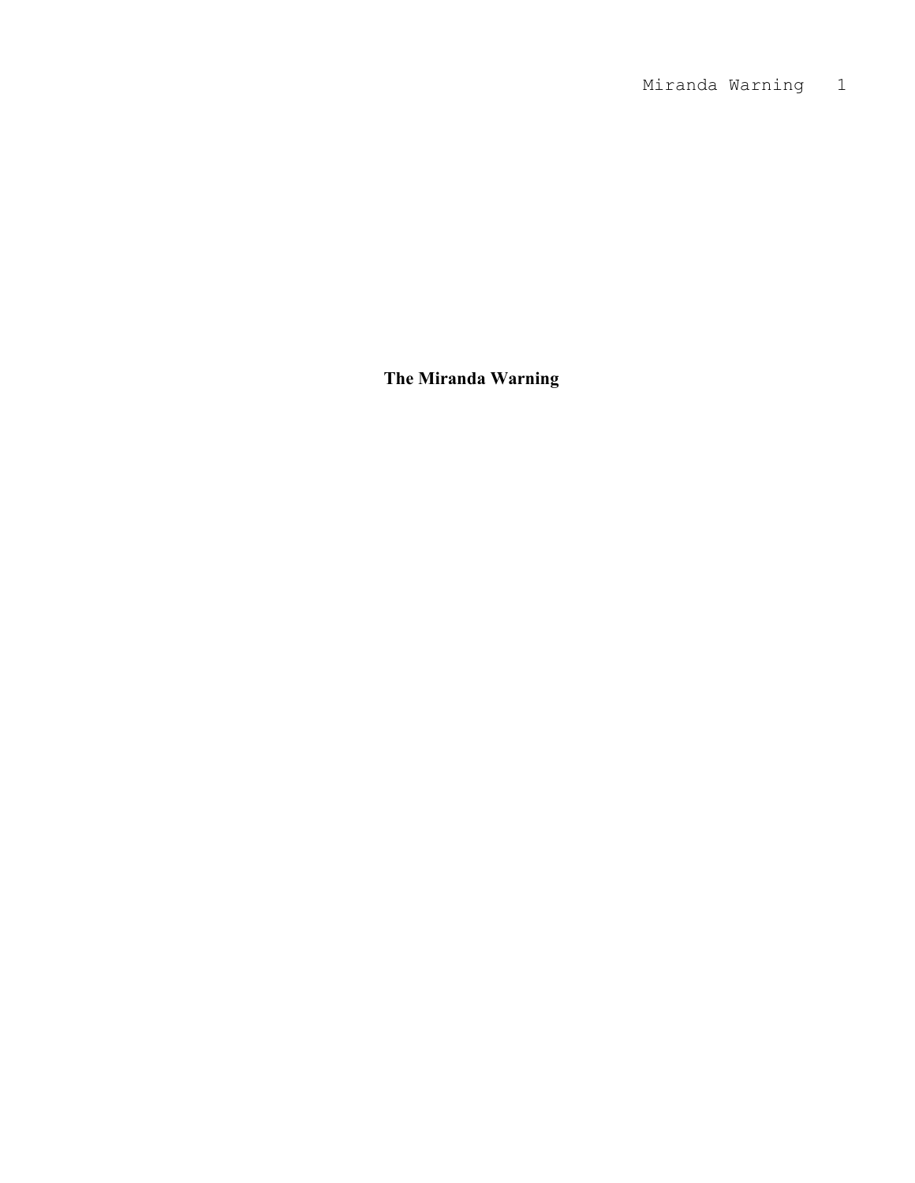# The Miranda Warning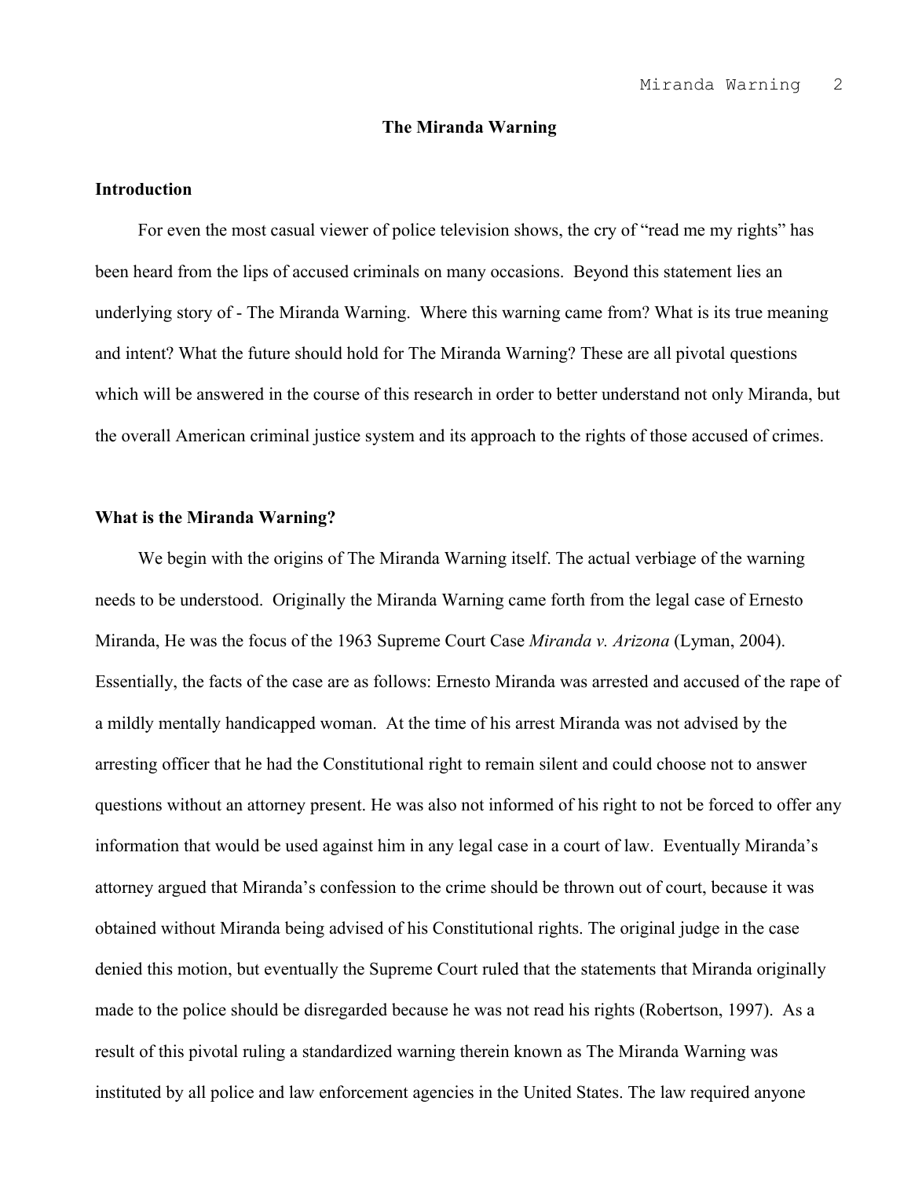# The Miranda Warning

## Introduction

For even the most casual viewer of police television shows, the cry of "read me my rights" has been heard from the lips of accused criminals on many occasions. Beyond this statement lies an underlying story of - The Miranda Warning. Where this warning came from? What is its true meaning and intent? What the future should hold for The Miranda Warning? These are all pivotal questions which will be answered in the course of this research in order to better understand not only Miranda, but the overall American criminal justice system and its approach to the rights of those accused of crimes.

## What is the Miranda Warning?

We begin with the origins of The Miranda Warning itself. The actual verbiage of the warning needs to be understood. Originally the Miranda Warning came forth from the legal case of Ernesto Miranda, He was the focus of the 1963 Supreme Court Case *Miranda v. Arizona* (Lyman, 2004). Essentially, the facts of the case are as follows: Ernesto Miranda was arrested and accused of the rape of a mildly mentally handicapped woman. At the time of his arrest Miranda was not advised by the arresting officer that he had the Constitutional right to remain silent and could choose not to answer questions without an attorney present. He was also not informed of his right to not be forced to offer any information that would be used against him in any legal case in a court of law. Eventually Miranda's attorney argued that Miranda's confession to the crime should be thrown out of court, because it was obtained without Miranda being advised of his Constitutional rights. The original judge in the case denied this motion, but eventually the Supreme Court ruled that the statements that Miranda originally made to the police should be disregarded because he was not read his rights (Robertson, 1997). As a result of this pivotal ruling a standardized warning therein known as The Miranda Warning was instituted by all police and law enforcement agencies in the United States. The law required anyone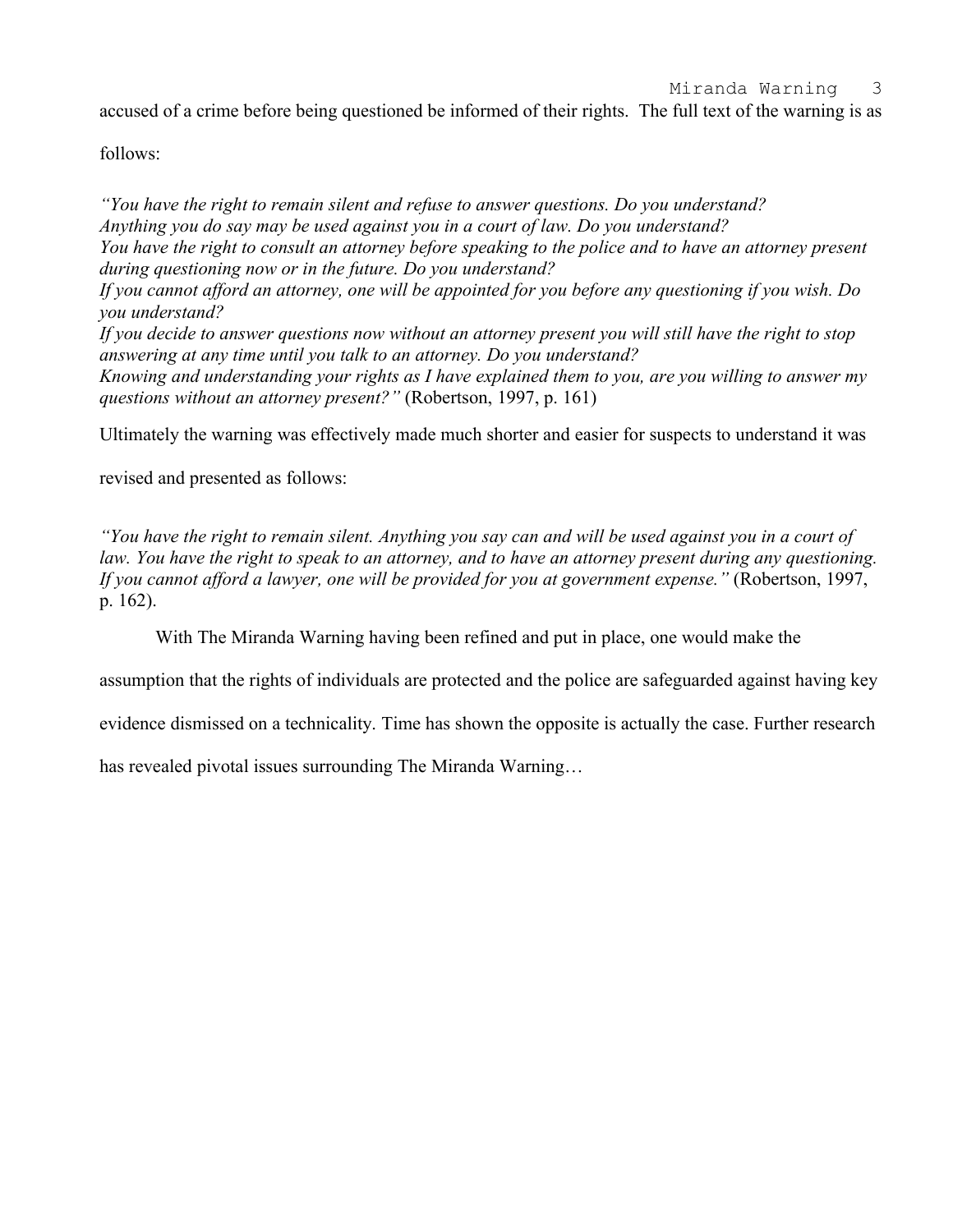accused of a crime before being questioned be informed of their rights. The full text of the warning is as follows:

*"You have the right to remain silent and refuse to answer questions. Do you understand?*
*Anything you do say may be used against you in a court of law. Do you understand?*
*You have the right to consult an attorney before speaking to the police and to have an attorney present during questioning now or in the future. Do you understand?*
*If you cannot afford an attorney, one will be appointed for you before any questioning if you wish. Do you understand?*
*If you decide to answer questions now without an attorney present you will still have the right to stop answering at any time until you talk to an attorney. Do you understand?*
*Knowing and understanding your rights as I have explained them to you, are you willing to answer my questions without an attorney present?"* (Robertson, 1997, p. 161)

Ultimately the warning was effectively made much shorter and easier for suspects to understand it was revised and presented as follows:

*"You have the right to remain silent. Anything you say can and will be used against you in a court of law. You have the right to speak to an attorney, and to have an attorney present during any questioning. If you cannot afford a lawyer, one will be provided for you at government expense."* (Robertson, 1997, p. 162).

With The Miranda Warning having been refined and put in place, one would make the assumption that the rights of individuals are protected and the police are safeguarded against having key evidence dismissed on a technicality. Time has shown the opposite is actually the case. Further research has revealed pivotal issues surrounding The Miranda Warning…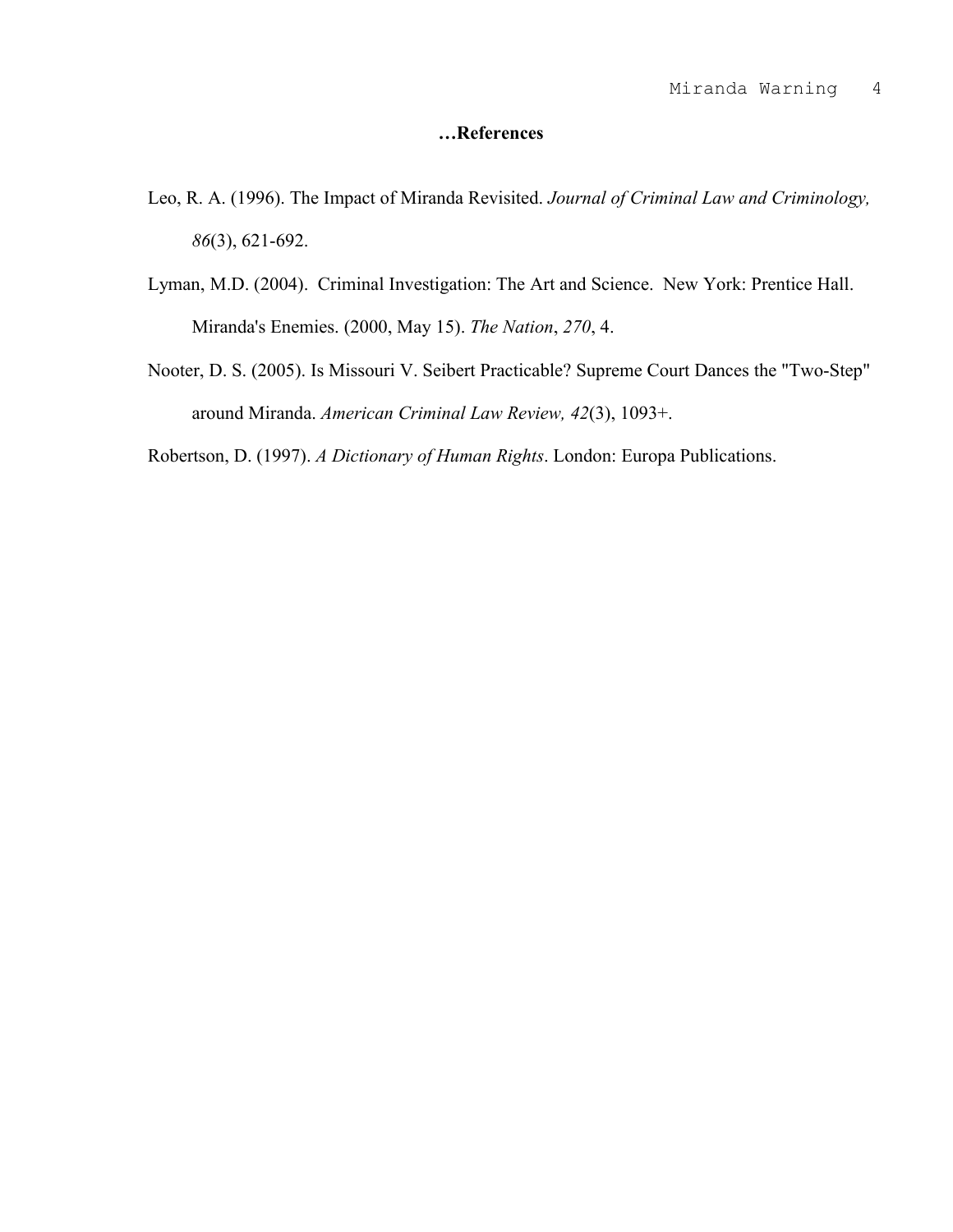## …References

Leo, R. A. (1996). The Impact of Miranda Revisited. *Journal of Criminal Law and Criminology, 86*(3), 621-692.

Lyman, M.D. (2004). Criminal Investigation: The Art and Science. New York: Prentice Hall. Miranda's Enemies. (2000, May 15). *The Nation*, *270*, 4.

Nooter, D. S. (2005). Is Missouri V. Seibert Practicable? Supreme Court Dances the "Two-Step" around Miranda. *American Criminal Law Review, 42*(3), 1093+.

Robertson, D. (1997). *A Dictionary of Human Rights*. London: Europa Publications.